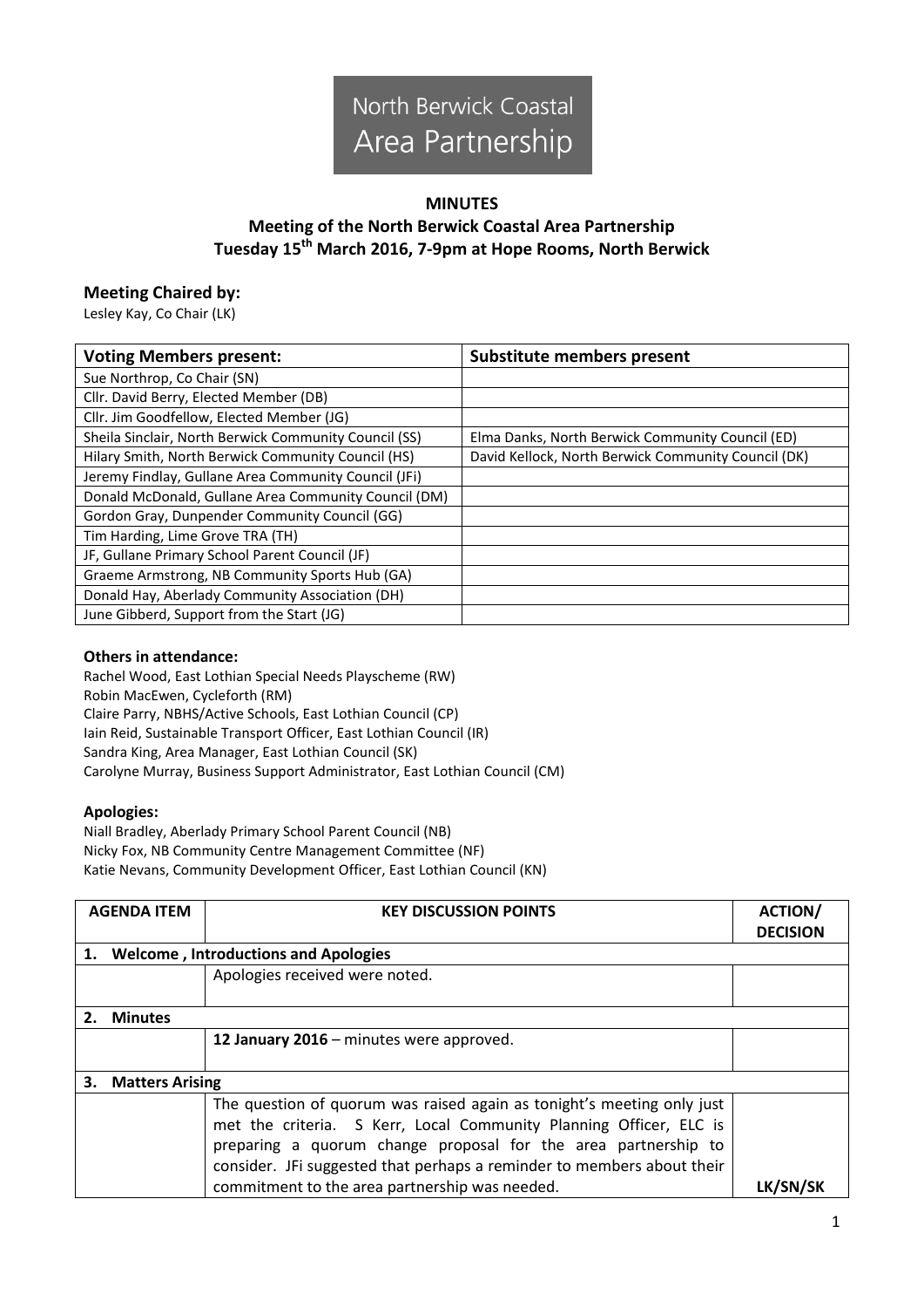North Berwick Coastal
Area Partnership

# MINUTES

## Meeting of the North Berwick Coastal Area Partnership
## Tuesday 15th March 2016, 7-9pm at Hope Rooms, North Berwick

### Meeting Chaired by:

Lesley Kay, Co Chair (LK)

| Voting Members present: | Substitute members present |
| --- | --- |
| Sue Northrop, Co Chair (SN) | |
| Cllr. David Berry, Elected Member (DB) | |
| Cllr. Jim Goodfellow, Elected Member (JG) | |
| Sheila Sinclair, North Berwick Community Council (SS) | Elma Danks, North Berwick Community Council (ED) |
| Hilary Smith, North Berwick Community Council (HS) | David Kellock, North Berwick Community Council (DK) |
| Jeremy Findlay, Gullane Area Community Council (JFi) | |
| Donald McDonald, Gullane Area Community Council (DM) | |
| Gordon Gray, Dunpender Community Council (GG) | |
| Tim Harding, Lime Grove TRA (TH) | |
| JF, Gullane Primary School Parent Council (JF) | |
| Graeme Armstrong, NB Community Sports Hub (GA) | |
| Donald Hay, Aberlady Community Association (DH) | |
| June Gibberd, Support from the Start (JG) | |

**Others in attendance:**

Rachel Wood, East Lothian Special Needs Playscheme (RW)
Robin MacEwen, Cycleforth (RM)
Claire Parry, NBHS/Active Schools, East Lothian Council (CP)
Iain Reid, Sustainable Transport Officer, East Lothian Council (IR)
Sandra King, Area Manager, East Lothian Council (SK)
Carolyne Murray, Business Support Administrator, East Lothian Council (CM)

**Apologies:**

Niall Bradley, Aberlady Primary School Parent Council (NB)
Nicky Fox, NB Community Centre Management Committee (NF)
Katie Nevans, Community Development Officer, East Lothian Council (KN)

| AGENDA ITEM | KEY DISCUSSION POINTS | ACTION/ DECISION |
| --- | --- | --- |
| **1. Welcome , Introductions and Apologies** | | |
| | Apologies received were noted. | |
| **2. Minutes** | | |
| | **12 January 2016** – minutes were approved. | |
| **3. Matters Arising** | | |
| | The question of quorum was raised again as tonight's meeting only just met the criteria. S Kerr, Local Community Planning Officer, ELC is preparing a quorum change proposal for the area partnership to consider. JFi suggested that perhaps a reminder to members about their commitment to the area partnership was needed. | LK/SN/SK |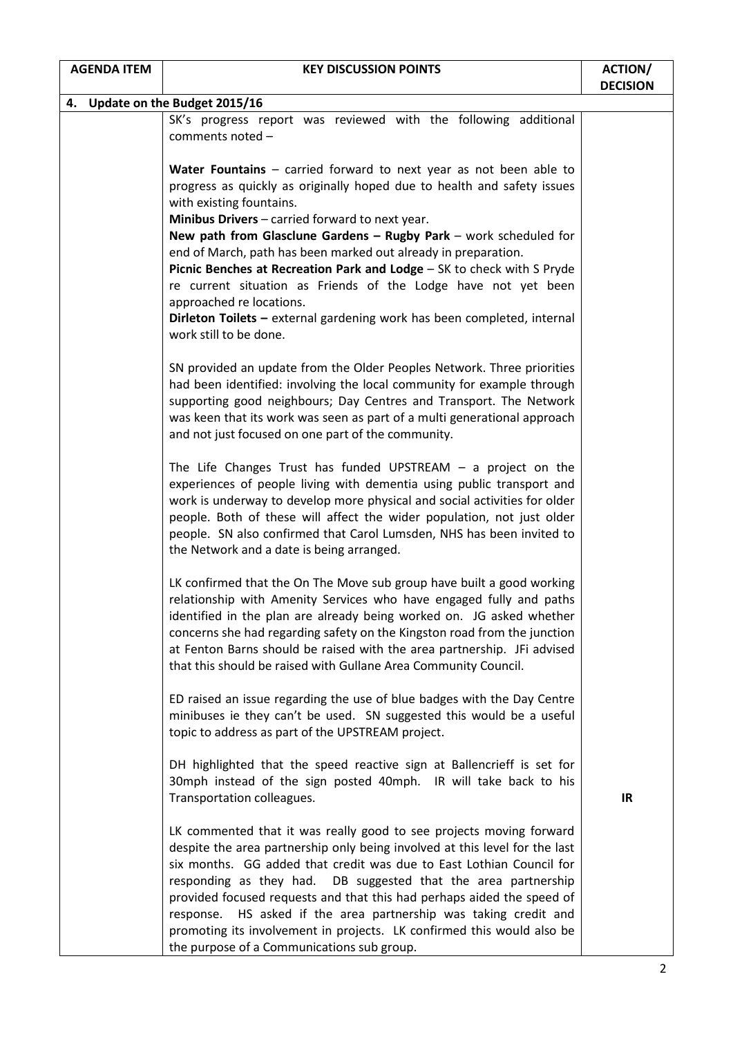| AGENDA ITEM | KEY DISCUSSION POINTS | ACTION/ DECISION |
|---|---|---|
| **4. Update on the Budget 2015/16** | | |
| | SK's progress report was reviewed with the following additional comments noted –<br><br>**Water Fountains** – carried forward to next year as not been able to progress as quickly as originally hoped due to health and safety issues with existing fountains.<br>**Minibus Drivers** – carried forward to next year.<br>**New path from Glasclune Gardens – Rugby Park** – work scheduled for end of March, path has been marked out already in preparation.<br>**Picnic Benches at Recreation Park and Lodge** – SK to check with S Pryde re current situation as Friends of the Lodge have not yet been approached re locations.<br>**Dirleton Toilets –** external gardening work has been completed, internal work still to be done.<br><br>SN provided an update from the Older Peoples Network. Three priorities had been identified: involving the local community for example through supporting good neighbours; Day Centres and Transport. The Network was keen that its work was seen as part of a multi generational approach and not just focused on one part of the community.<br><br>The Life Changes Trust has funded UPSTREAM – a project on the experiences of people living with dementia using public transport and work is underway to develop more physical and social activities for older people. Both of these will affect the wider population, not just older people. SN also confirmed that Carol Lumsden, NHS has been invited to the Network and a date is being arranged.<br><br>LK confirmed that the On The Move sub group have built a good working relationship with Amenity Services who have engaged fully and paths identified in the plan are already being worked on. JG asked whether concerns she had regarding safety on the Kingston road from the junction at Fenton Barns should be raised with the area partnership. JFi advised that this should be raised with Gullane Area Community Council.<br><br>ED raised an issue regarding the use of blue badges with the Day Centre minibuses ie they can't be used. SN suggested this would be a useful topic to address as part of the UPSTREAM project.<br><br>DH highlighted that the speed reactive sign at Ballencrieff is set for 30mph instead of the sign posted 40mph. IR will take back to his Transportation colleagues.<br><br>LK commented that it was really good to see projects moving forward despite the area partnership only being involved at this level for the last six months. GG added that credit was due to East Lothian Council for responding as they had. DB suggested that the area partnership provided focused requests and that this had perhaps aided the speed of response. HS asked if the area partnership was taking credit and promoting its involvement in projects. LK confirmed this would also be the purpose of a Communications sub group. | **IR** |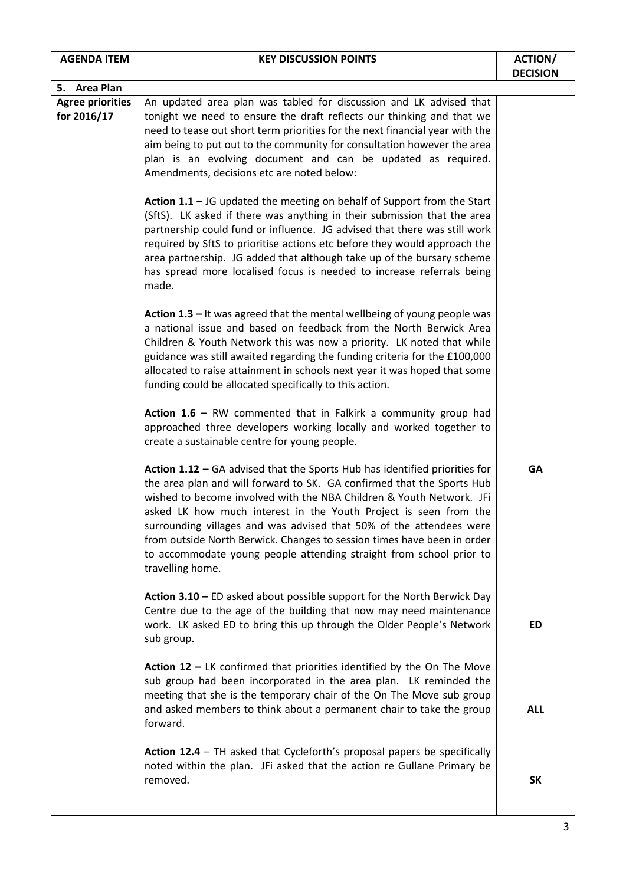| AGENDA ITEM | KEY DISCUSSION POINTS | ACTION/ DECISION |
|---|---|---|
| **5. Area Plan** | | |
| **Agree priorities for 2016/17** | An updated area plan was tabled for discussion and LK advised that tonight we need to ensure the draft reflects our thinking and that we need to tease out short term priorities for the next financial year with the aim being to put out to the community for consultation however the area plan is an evolving document and can be updated as required. Amendments, decisions etc are noted below: | |
| | **Action 1.1** – JG updated the meeting on behalf of Support from the Start (SftS). LK asked if there was anything in their submission that the area partnership could fund or influence. JG advised that there was still work required by SftS to prioritise actions etc before they would approach the area partnership. JG added that although take up of the bursary scheme has spread more localised focus is needed to increase referrals being made. | |
| | **Action 1.3 –** It was agreed that the mental wellbeing of young people was a national issue and based on feedback from the North Berwick Area Children & Youth Network this was now a priority. LK noted that while guidance was still awaited regarding the funding criteria for the £100,000 allocated to raise attainment in schools next year it was hoped that some funding could be allocated specifically to this action. | |
| | **Action 1.6 –** RW commented that in Falkirk a community group had approached three developers working locally and worked together to create a sustainable centre for young people. | |
| | **Action 1.12 –** GA advised that the Sports Hub has identified priorities for the area plan and will forward to SK. GA confirmed that the Sports Hub wished to become involved with the NBA Children & Youth Network. JFi asked LK how much interest in the Youth Project is seen from the surrounding villages and was advised that 50% of the attendees were from outside North Berwick. Changes to session times have been in order to accommodate young people attending straight from school prior to travelling home. | **GA** |
| | **Action 3.10 –** ED asked about possible support for the North Berwick Day Centre due to the age of the building that now may need maintenance work. LK asked ED to bring this up through the Older People's Network sub group. | **ED** |
| | **Action 12 –** LK confirmed that priorities identified by the On The Move sub group had been incorporated in the area plan. LK reminded the meeting that she is the temporary chair of the On The Move sub group and asked members to think about a permanent chair to take the group forward. | **ALL** |
| | **Action 12.4** – TH asked that Cycleforth's proposal papers be specifically noted within the plan. JFi asked that the action re Gullane Primary be removed. | **SK** |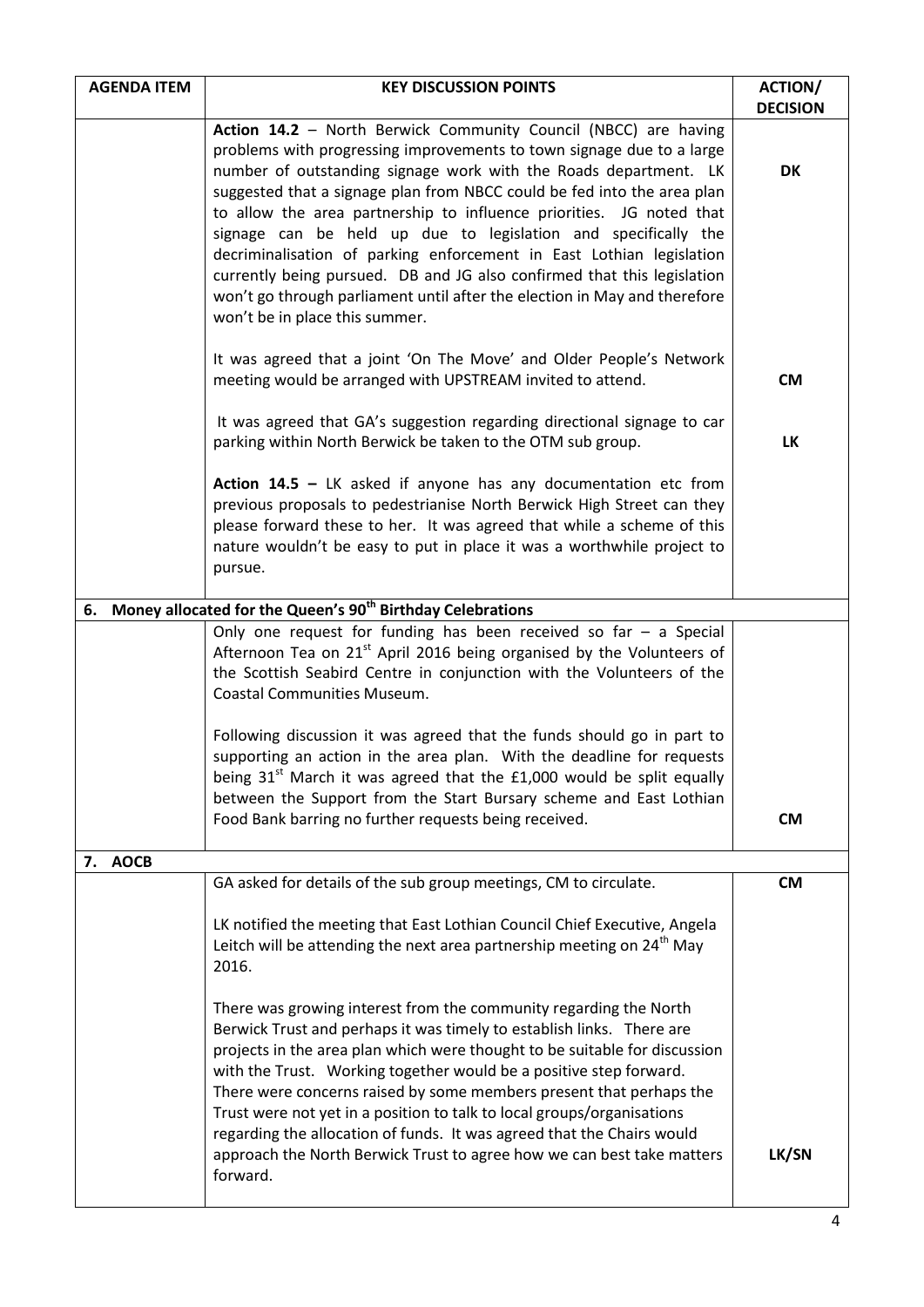| AGENDA ITEM | KEY DISCUSSION POINTS | ACTION/ DECISION |
|---|---|---|
| | **Action 14.2** – North Berwick Community Council (NBCC) are having problems with progressing improvements to town signage due to a large number of outstanding signage work with the Roads department. LK suggested that a signage plan from NBCC could be fed into the area plan to allow the area partnership to influence priorities. JG noted that signage can be held up due to legislation and specifically the decriminalisation of parking enforcement in East Lothian legislation currently being pursued. DB and JG also confirmed that this legislation won't go through parliament until after the election in May and therefore won't be in place this summer. | **DK** |
| | It was agreed that a joint 'On The Move' and Older People's Network meeting would be arranged with UPSTREAM invited to attend. | **CM** |
| | It was agreed that GA's suggestion regarding directional signage to car parking within North Berwick be taken to the OTM sub group. | **LK** |
| | **Action 14.5 –** LK asked if anyone has any documentation etc from previous proposals to pedestrianise North Berwick High Street can they please forward these to her. It was agreed that while a scheme of this nature wouldn't be easy to put in place it was a worthwhile project to pursue. | |
| **6. Money allocated for the Queen's 90th Birthday Celebrations** | | |
| | Only one request for funding has been received so far – a Special Afternoon Tea on 21st April 2016 being organised by the Volunteers of the Scottish Seabird Centre in conjunction with the Volunteers of the Coastal Communities Museum. | |
| | Following discussion it was agreed that the funds should go in part to supporting an action in the area plan. With the deadline for requests being 31st March it was agreed that the £1,000 would be split equally between the Support from the Start Bursary scheme and East Lothian Food Bank barring no further requests being received. | **CM** |
| **7. AOCB** | | |
| | GA asked for details of the sub group meetings, CM to circulate. | **CM** |
| | LK notified the meeting that East Lothian Council Chief Executive, Angela Leitch will be attending the next area partnership meeting on 24th May 2016. | |
| | There was growing interest from the community regarding the North Berwick Trust and perhaps it was timely to establish links. There are projects in the area plan which were thought to be suitable for discussion with the Trust. Working together would be a positive step forward. There were concerns raised by some members present that perhaps the Trust were not yet in a position to talk to local groups/organisations regarding the allocation of funds. It was agreed that the Chairs would approach the North Berwick Trust to agree how we can best take matters forward. | **LK/SN** |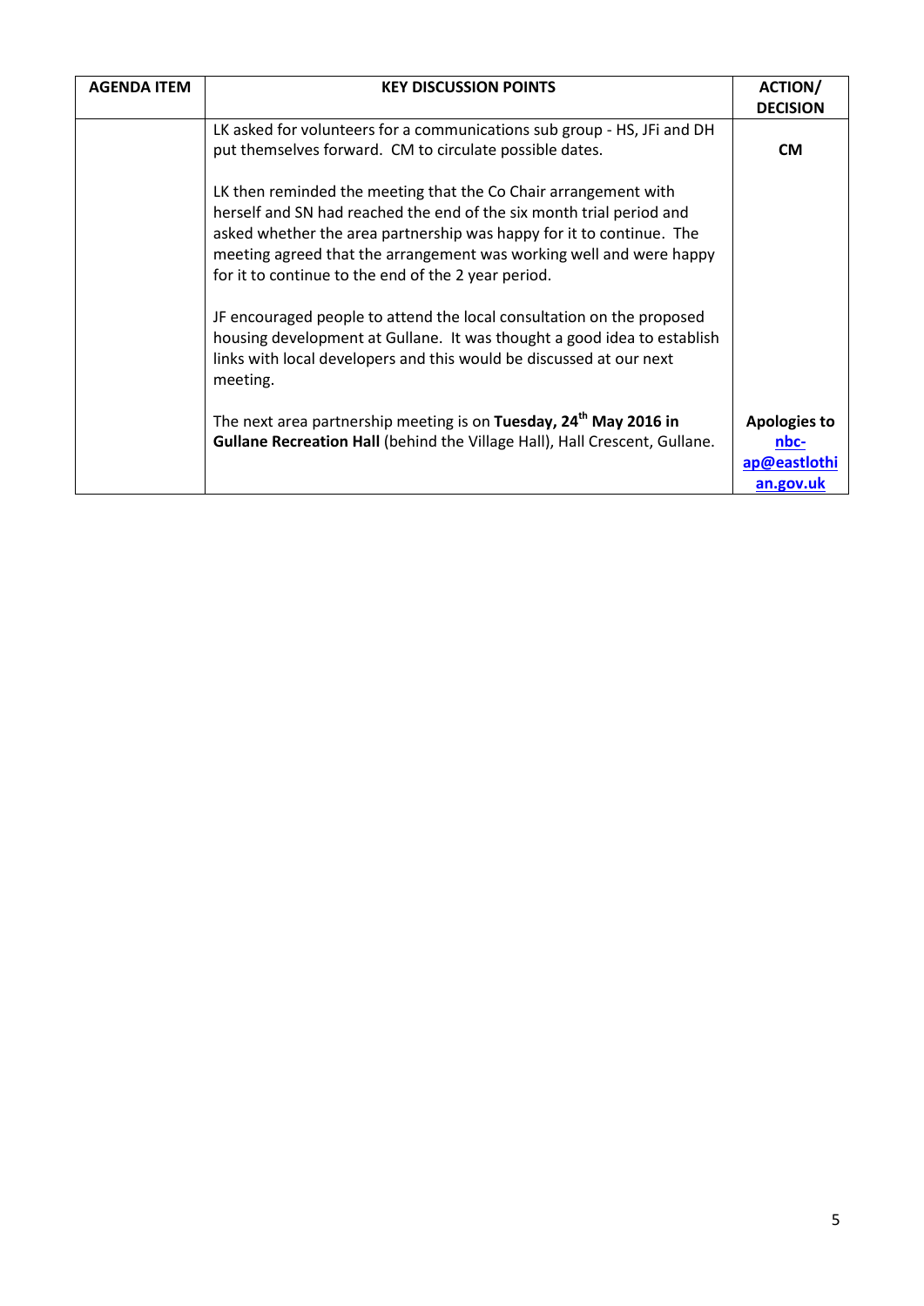| AGENDA ITEM | KEY DISCUSSION POINTS | ACTION/ DECISION |
|---|---|---|
| | LK asked for volunteers for a communications sub group - HS, JFi and DH put themselves forward. CM to circulate possible dates.<br><br>LK then reminded the meeting that the Co Chair arrangement with herself and SN had reached the end of the six month trial period and asked whether the area partnership was happy for it to continue. The meeting agreed that the arrangement was working well and were happy for it to continue to the end of the 2 year period.<br><br>JF encouraged people to attend the local consultation on the proposed housing development at Gullane. It was thought a good idea to establish links with local developers and this would be discussed at our next meeting.<br><br>The next area partnership meeting is on **Tuesday, 24th May 2016 in Gullane Recreation Hall** (behind the Village Hall), Hall Crescent, Gullane. | **CM**<br><br><br><br><br><br><br><br><br><br><br>**Apologies to nbc-ap@eastlothian.gov.uk** |